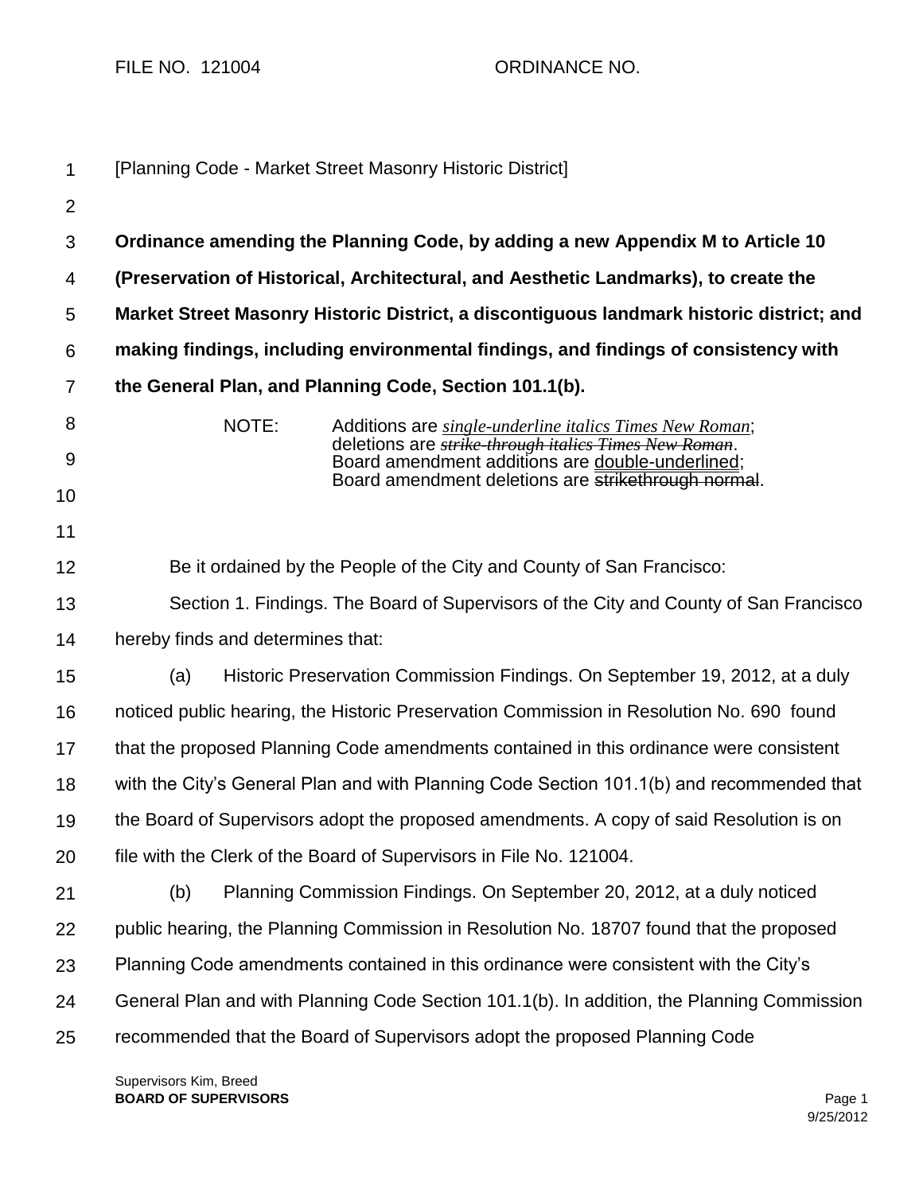FILE NO. 121004 ORDINANCE NO.

[Planning Code - Market Street Masonry Historic District]

**Ordinance amending the Planning Code, by adding a new Appendix M to Article 10 (Preservation of Historical, Architectural, and Aesthetic Landmarks), to create the Market Street Masonry Historic District, a discontiguous landmark historic district; and making findings, including environmental findings, and findings of consistency with the General Plan, and Planning Code, Section 101.1(b).**

NOTE: Additions are *single-underline italics Times New Roman*; deletions are ~~*strike-through italics Times New Roman*~~. Board amendment additions are double-underlined; Board amendment deletions are ~~strikethrough normal~~.

Be it ordained by the People of the City and County of San Francisco:

Section 1. Findings. The Board of Supervisors of the City and County of San Francisco hereby finds and determines that:

(a) Historic Preservation Commission Findings. On September 19, 2012, at a duly noticed public hearing, the Historic Preservation Commission in Resolution No. 690 found that the proposed Planning Code amendments contained in this ordinance were consistent with the City's General Plan and with Planning Code Section 101.1(b) and recommended that the Board of Supervisors adopt the proposed amendments. A copy of said Resolution is on file with the Clerk of the Board of Supervisors in File No. 121004.

(b) Planning Commission Findings. On September 20, 2012, at a duly noticed public hearing, the Planning Commission in Resolution No. 18707 found that the proposed Planning Code amendments contained in this ordinance were consistent with the City's General Plan and with Planning Code Section 101.1(b). In addition, the Planning Commission recommended that the Board of Supervisors adopt the proposed Planning Code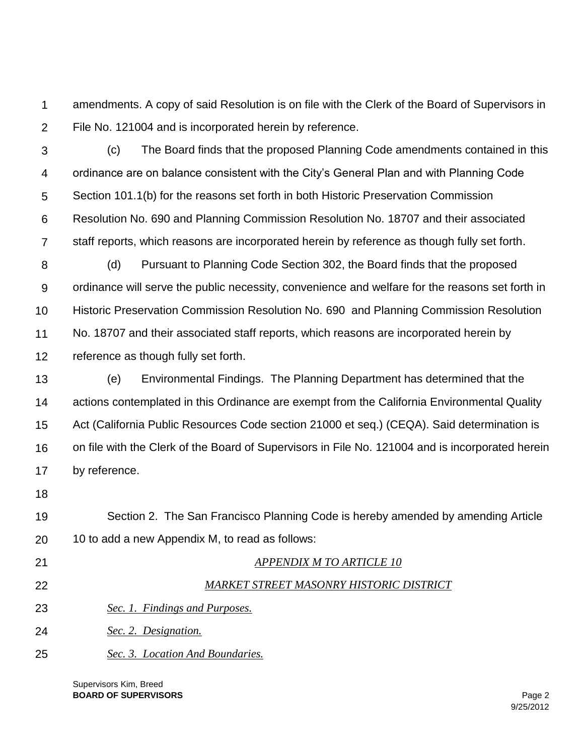amendments. A copy of said Resolution is on file with the Clerk of the Board of Supervisors in File No. 121004 and is incorporated herein by reference.

(c) The Board finds that the proposed Planning Code amendments contained in this ordinance are on balance consistent with the City's General Plan and with Planning Code Section 101.1(b) for the reasons set forth in both Historic Preservation Commission Resolution No. 690 and Planning Commission Resolution No. 18707 and their associated staff reports, which reasons are incorporated herein by reference as though fully set forth.

(d) Pursuant to Planning Code Section 302, the Board finds that the proposed ordinance will serve the public necessity, convenience and welfare for the reasons set forth in Historic Preservation Commission Resolution No. 690 and Planning Commission Resolution No. 18707 and their associated staff reports, which reasons are incorporated herein by reference as though fully set forth.

(e) Environmental Findings. The Planning Department has determined that the actions contemplated in this Ordinance are exempt from the California Environmental Quality Act (California Public Resources Code section 21000 et seq.) (CEQA). Said determination is on file with the Clerk of the Board of Supervisors in File No. 121004 and is incorporated herein by reference.

Section 2. The San Francisco Planning Code is hereby amended by amending Article 10 to add a new Appendix M, to read as follows:

*APPENDIX M TO ARTICLE 10*

*MARKET STREET MASONRY HISTORIC DISTRICT*

*Sec. 1. Findings and Purposes.*

*Sec. 2. Designation.*

*Sec. 3. Location And Boundaries.*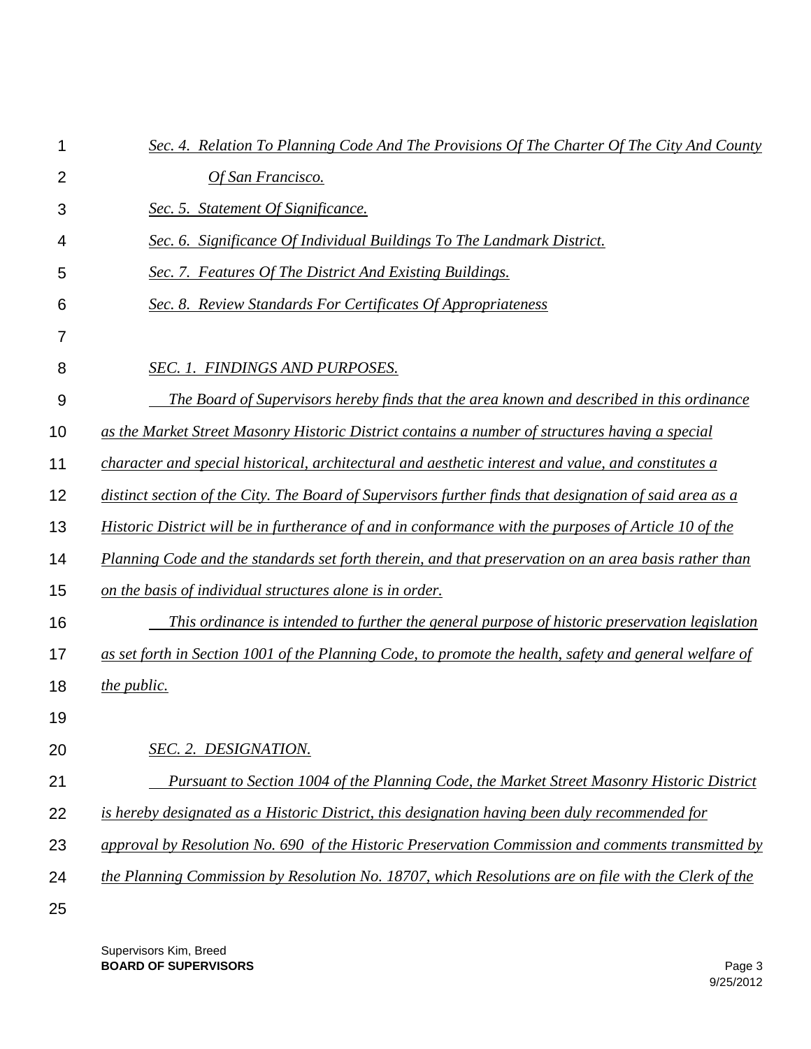*Sec. 4. Relation To Planning Code And The Provisions Of The Charter Of The City And County Of San Francisco.*

*Sec. 5. Statement Of Significance.*

*Sec. 6. Significance Of Individual Buildings To The Landmark District.*

*Sec. 7. Features Of The District And Existing Buildings.*

*Sec. 8. Review Standards For Certificates Of Appropriateness*

*SEC. 1. FINDINGS AND PURPOSES.*

*The Board of Supervisors hereby finds that the area known and described in this ordinance as the Market Street Masonry Historic District contains a number of structures having a special character and special historical, architectural and aesthetic interest and value, and constitutes a distinct section of the City. The Board of Supervisors further finds that designation of said area as a Historic District will be in furtherance of and in conformance with the purposes of Article 10 of the Planning Code and the standards set forth therein, and that preservation on an area basis rather than on the basis of individual structures alone is in order.*

*This ordinance is intended to further the general purpose of historic preservation legislation as set forth in Section 1001 of the Planning Code, to promote the health, safety and general welfare of the public.*

*SEC. 2. DESIGNATION.*

*Pursuant to Section 1004 of the Planning Code, the Market Street Masonry Historic District is hereby designated as a Historic District, this designation having been duly recommended for approval by Resolution No. 690 of the Historic Preservation Commission and comments transmitted by the Planning Commission by Resolution No. 18707, which Resolutions are on file with the Clerk of the*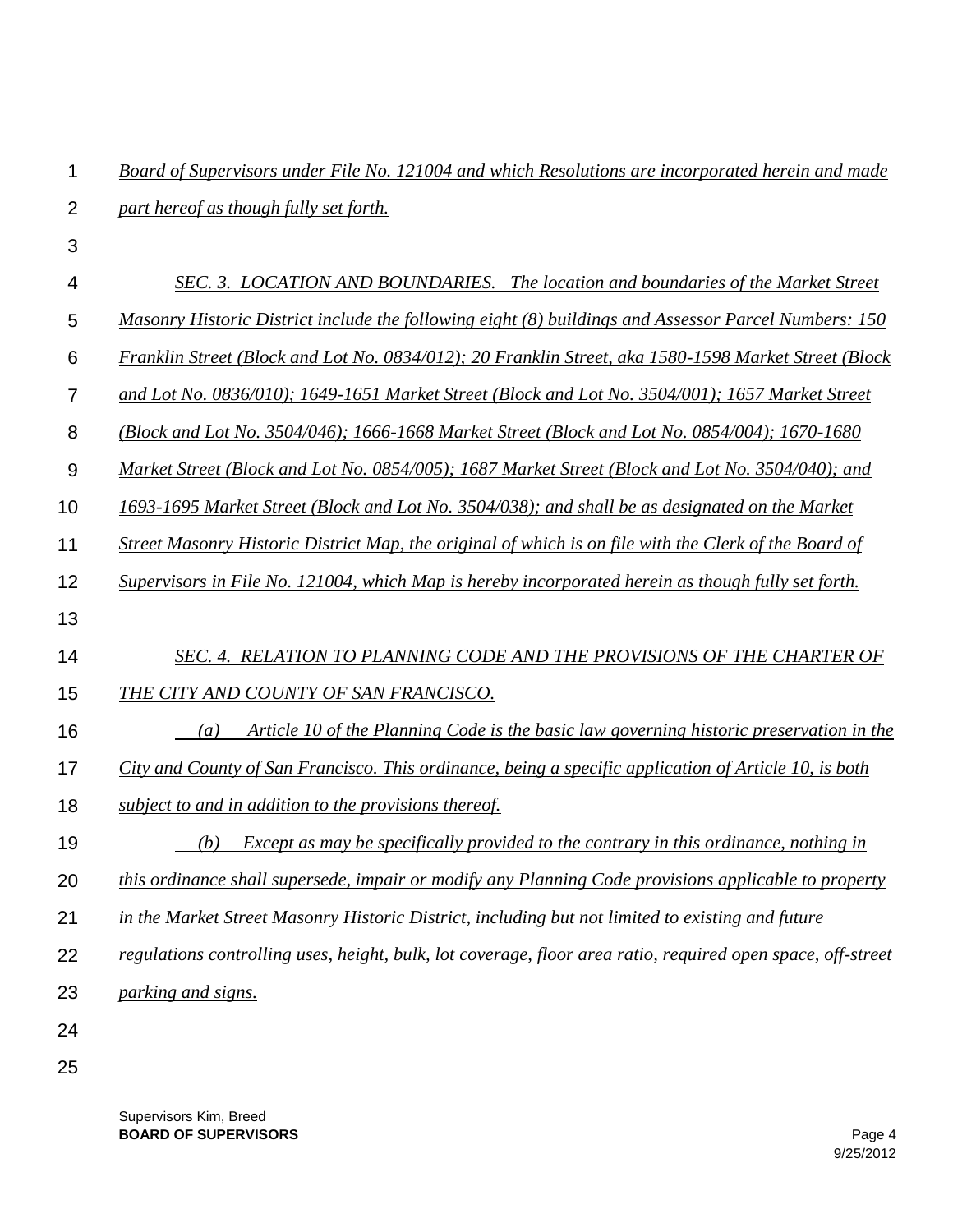*Board of Supervisors under File No. 121004 and which Resolutions are incorporated herein and made part hereof as though fully set forth.*

*SEC. 3. LOCATION AND BOUNDARIES. The location and boundaries of the Market Street Masonry Historic District include the following eight (8) buildings and Assessor Parcel Numbers: 150 Franklin Street (Block and Lot No. 0834/012); 20 Franklin Street, aka 1580-1598 Market Street (Block and Lot No. 0836/010); 1649-1651 Market Street (Block and Lot No. 3504/001); 1657 Market Street (Block and Lot No. 3504/046); 1666-1668 Market Street (Block and Lot No. 0854/004); 1670-1680 Market Street (Block and Lot No. 0854/005); 1687 Market Street (Block and Lot No. 3504/040); and 1693-1695 Market Street (Block and Lot No. 3504/038); and shall be as designated on the Market Street Masonry Historic District Map, the original of which is on file with the Clerk of the Board of Supervisors in File No. 121004, which Map is hereby incorporated herein as though fully set forth.*

*SEC. 4. RELATION TO PLANNING CODE AND THE PROVISIONS OF THE CHARTER OF THE CITY AND COUNTY OF SAN FRANCISCO.*

*(a) Article 10 of the Planning Code is the basic law governing historic preservation in the City and County of San Francisco. This ordinance, being a specific application of Article 10, is both subject to and in addition to the provisions thereof.*

*(b) Except as may be specifically provided to the contrary in this ordinance, nothing in this ordinance shall supersede, impair or modify any Planning Code provisions applicable to property in the Market Street Masonry Historic District, including but not limited to existing and future regulations controlling uses, height, bulk, lot coverage, floor area ratio, required open space, off-street parking and signs.*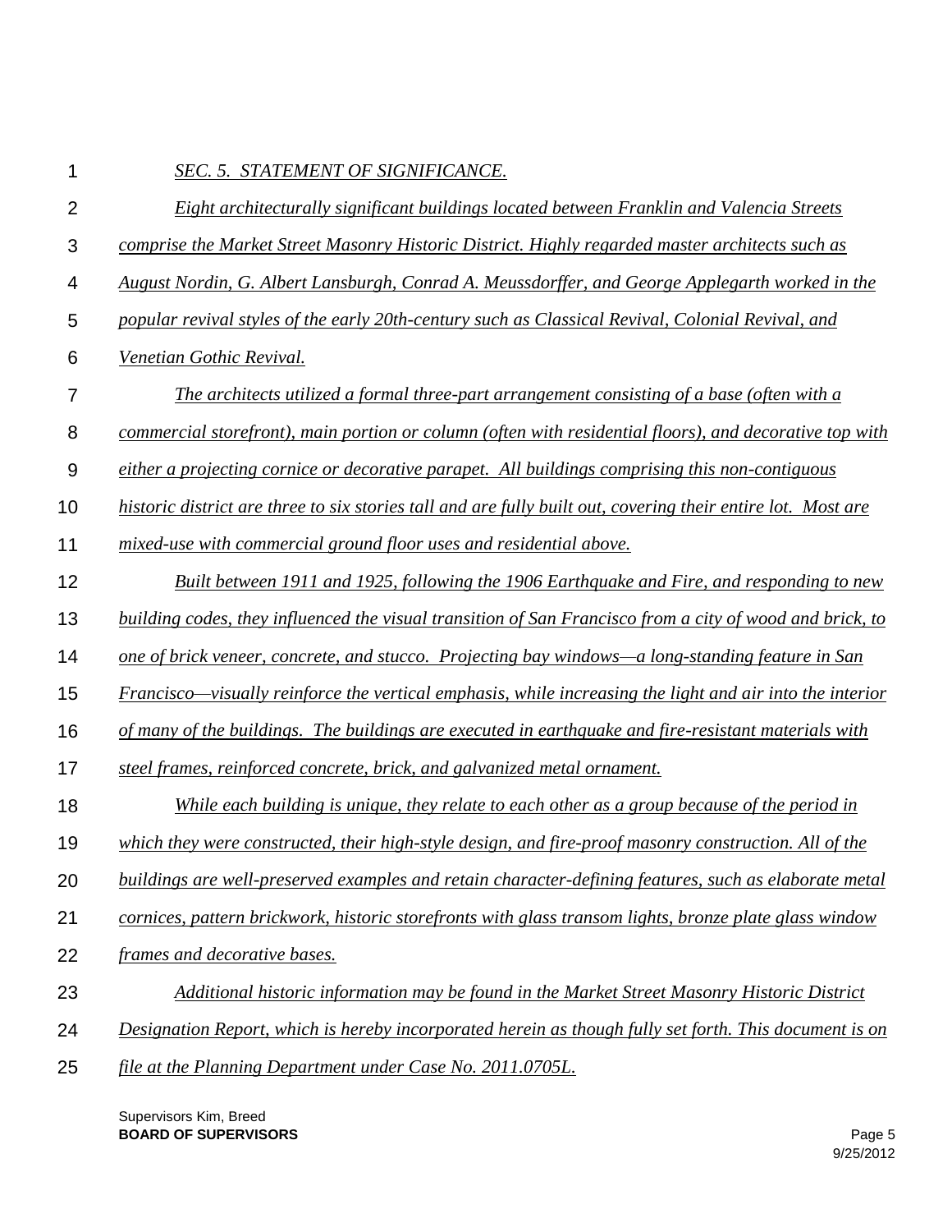*SEC. 5. STATEMENT OF SIGNIFICANCE.*

*Eight architecturally significant buildings located between Franklin and Valencia Streets comprise the Market Street Masonry Historic District. Highly regarded master architects such as August Nordin, G. Albert Lansburgh, Conrad A. Meussdorffer, and George Applegarth worked in the popular revival styles of the early 20th-century such as Classical Revival, Colonial Revival, and Venetian Gothic Revival.*

*The architects utilized a formal three-part arrangement consisting of a base (often with a commercial storefront), main portion or column (often with residential floors), and decorative top with either a projecting cornice or decorative parapet. All buildings comprising this non-contiguous historic district are three to six stories tall and are fully built out, covering their entire lot. Most are mixed-use with commercial ground floor uses and residential above.*

*Built between 1911 and 1925, following the 1906 Earthquake and Fire, and responding to new building codes, they influenced the visual transition of San Francisco from a city of wood and brick, to one of brick veneer, concrete, and stucco. Projecting bay windows—a long-standing feature in San Francisco—visually reinforce the vertical emphasis, while increasing the light and air into the interior of many of the buildings. The buildings are executed in earthquake and fire-resistant materials with steel frames, reinforced concrete, brick, and galvanized metal ornament.*

*While each building is unique, they relate to each other as a group because of the period in which they were constructed, their high-style design, and fire-proof masonry construction. All of the buildings are well-preserved examples and retain character-defining features, such as elaborate metal cornices, pattern brickwork, historic storefronts with glass transom lights, bronze plate glass window frames and decorative bases.*

*Additional historic information may be found in the Market Street Masonry Historic District Designation Report, which is hereby incorporated herein as though fully set forth. This document is on file at the Planning Department under Case No. 2011.0705L.*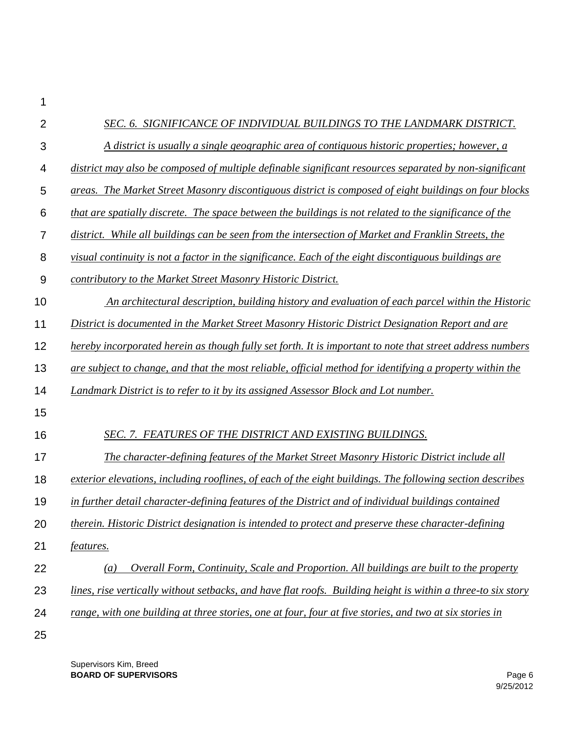*SEC. 6. SIGNIFICANCE OF INDIVIDUAL BUILDINGS TO THE LANDMARK DISTRICT.*

*A district is usually a single geographic area of contiguous historic properties; however, a district may also be composed of multiple definable significant resources separated by non-significant areas. The Market Street Masonry discontiguous district is composed of eight buildings on four blocks that are spatially discrete. The space between the buildings is not related to the significance of the district. While all buildings can be seen from the intersection of Market and Franklin Streets, the visual continuity is not a factor in the significance. Each of the eight discontiguous buildings are contributory to the Market Street Masonry Historic District.*

*An architectural description, building history and evaluation of each parcel within the Historic District is documented in the Market Street Masonry Historic District Designation Report and are hereby incorporated herein as though fully set forth. It is important to note that street address numbers are subject to change, and that the most reliable, official method for identifying a property within the Landmark District is to refer to it by its assigned Assessor Block and Lot number.*

*SEC. 7. FEATURES OF THE DISTRICT AND EXISTING BUILDINGS.*

*The character-defining features of the Market Street Masonry Historic District include all exterior elevations, including rooflines, of each of the eight buildings. The following section describes in further detail character-defining features of the District and of individual buildings contained therein. Historic District designation is intended to protect and preserve these character-defining features.*

*(a) Overall Form, Continuity, Scale and Proportion. All buildings are built to the property lines, rise vertically without setbacks, and have flat roofs. Building height is within a three-to six story range, with one building at three stories, one at four, four at five stories, and two at six stories in*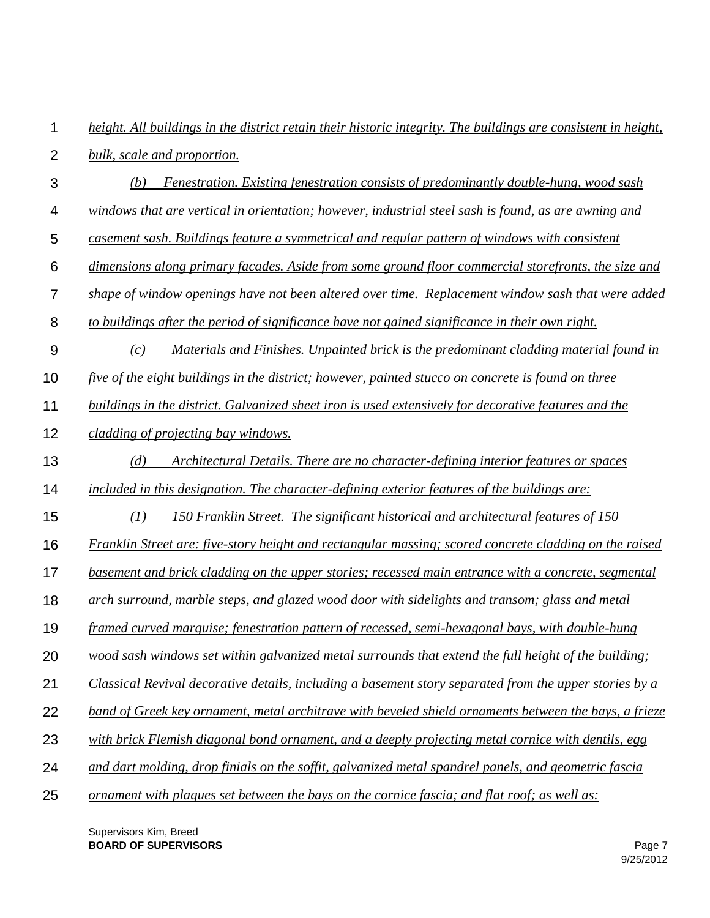*height. All buildings in the district retain their historic integrity. The buildings are consistent in height, bulk, scale and proportion.*

*(b) Fenestration. Existing fenestration consists of predominantly double-hung, wood sash windows that are vertical in orientation; however, industrial steel sash is found, as are awning and casement sash. Buildings feature a symmetrical and regular pattern of windows with consistent dimensions along primary facades. Aside from some ground floor commercial storefronts, the size and shape of window openings have not been altered over time. Replacement window sash that were added to buildings after the period of significance have not gained significance in their own right.*

*(c) Materials and Finishes. Unpainted brick is the predominant cladding material found in five of the eight buildings in the district; however, painted stucco on concrete is found on three buildings in the district. Galvanized sheet iron is used extensively for decorative features and the cladding of projecting bay windows.*

*(d) Architectural Details. There are no character-defining interior features or spaces included in this designation. The character-defining exterior features of the buildings are:*

*(1) 150 Franklin Street. The significant historical and architectural features of 150 Franklin Street are: five-story height and rectangular massing; scored concrete cladding on the raised basement and brick cladding on the upper stories; recessed main entrance with a concrete, segmental arch surround, marble steps, and glazed wood door with sidelights and transom; glass and metal framed curved marquise; fenestration pattern of recessed, semi-hexagonal bays, with double-hung wood sash windows set within galvanized metal surrounds that extend the full height of the building; Classical Revival decorative details, including a basement story separated from the upper stories by a band of Greek key ornament, metal architrave with beveled shield ornaments between the bays, a frieze with brick Flemish diagonal bond ornament, and a deeply projecting metal cornice with dentils, egg and dart molding, drop finials on the soffit, galvanized metal spandrel panels, and geometric fascia ornament with plaques set between the bays on the cornice fascia; and flat roof; as well as:*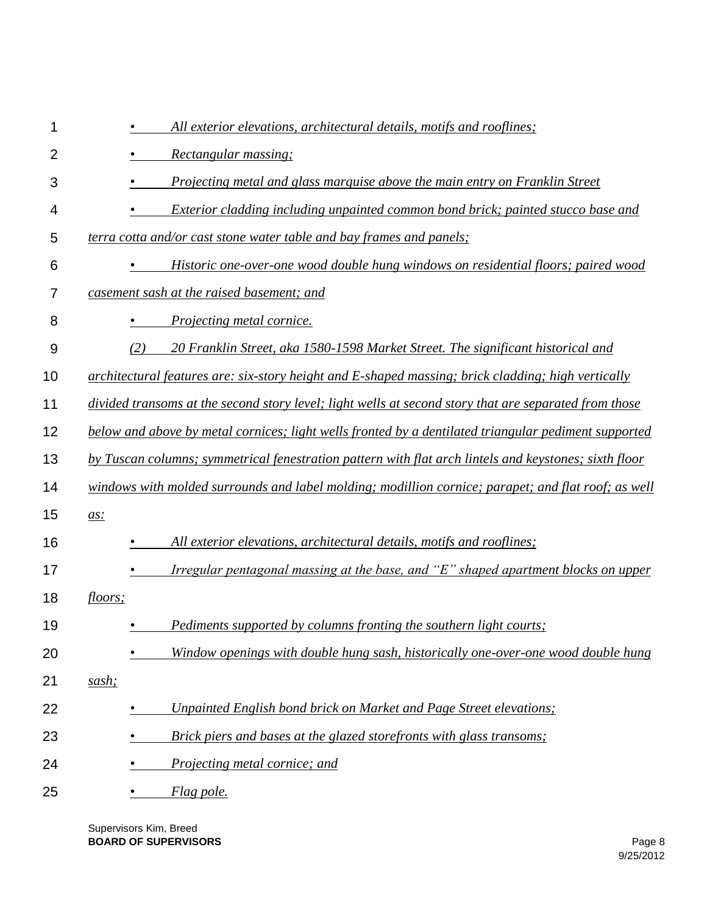- *All exterior elevations, architectural details, motifs and rooflines;*
- *Rectangular massing;*
- *Projecting metal and glass marquise above the main entry on Franklin Street*
- *Exterior cladding including unpainted common bond brick; painted stucco base and terra cotta and/or cast stone water table and bay frames and panels;*
- *Historic one-over-one wood double hung windows on residential floors; paired wood casement sash at the raised basement; and*
- *Projecting metal cornice.*

*(2) 20 Franklin Street, aka 1580-1598 Market Street. The significant historical and architectural features are: six-story height and E-shaped massing; brick cladding; high vertically divided transoms at the second story level; light wells at second story that are separated from those below and above by metal cornices; light wells fronted by a dentilated triangular pediment supported by Tuscan columns; symmetrical fenestration pattern with flat arch lintels and keystones; sixth floor windows with molded surrounds and label molding; modillion cornice; parapet; and flat roof; as well as:*

- *All exterior elevations, architectural details, motifs and rooflines;*
- *Irregular pentagonal massing at the base, and "E" shaped apartment blocks on upper floors;*
- *Pediments supported by columns fronting the southern light courts;*
- *Window openings with double hung sash, historically one-over-one wood double hung sash;*
- *Unpainted English bond brick on Market and Page Street elevations;*
- *Brick piers and bases at the glazed storefronts with glass transoms;*
- *Projecting metal cornice; and*
- *Flag pole.*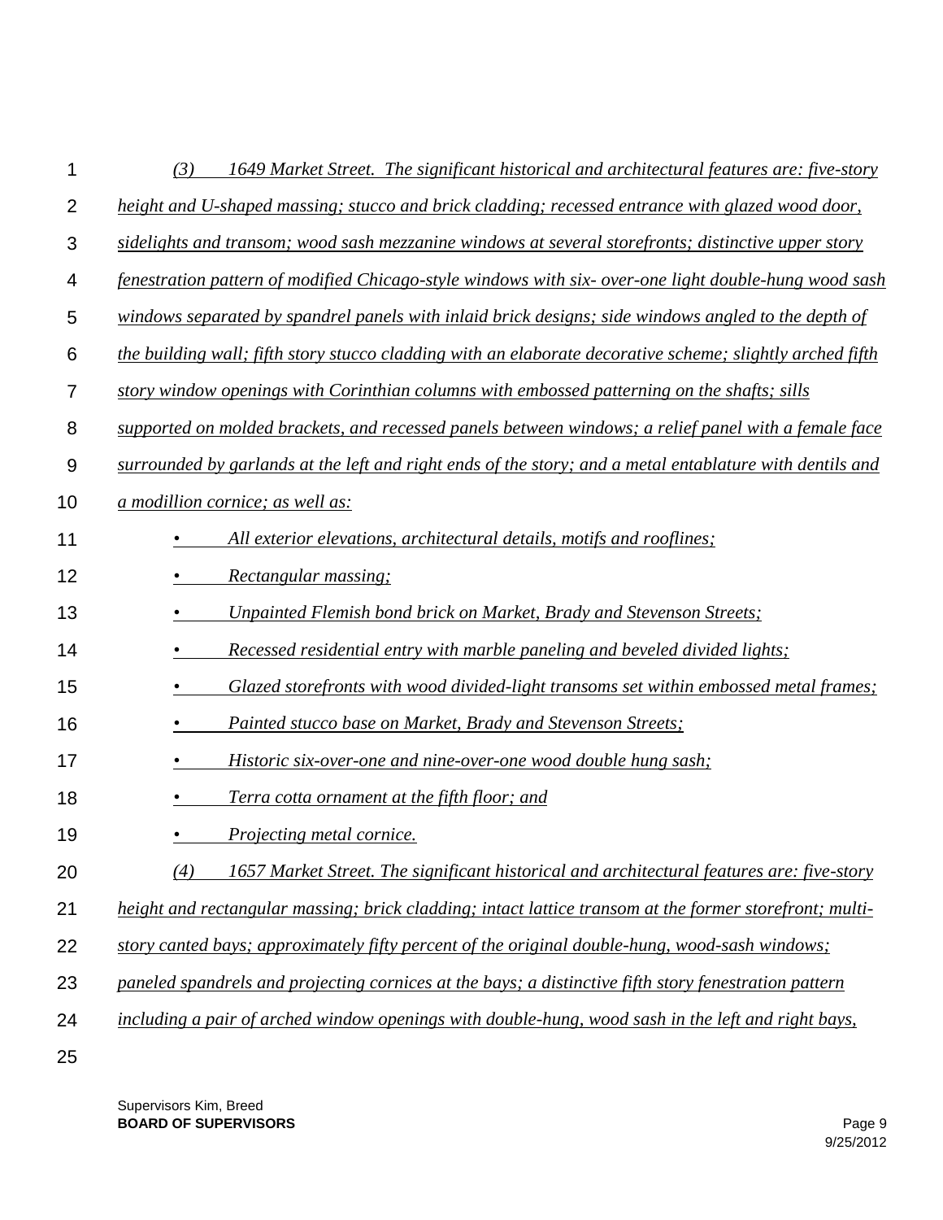*(3) 1649 Market Street. The significant historical and architectural features are: five-story height and U-shaped massing; stucco and brick cladding; recessed entrance with glazed wood door, sidelights and transom; wood sash mezzanine windows at several storefronts; distinctive upper story fenestration pattern of modified Chicago-style windows with six- over-one light double-hung wood sash windows separated by spandrel panels with inlaid brick designs; side windows angled to the depth of the building wall; fifth story stucco cladding with an elaborate decorative scheme; slightly arched fifth story window openings with Corinthian columns with embossed patterning on the shafts; sills supported on molded brackets, and recessed panels between windows; a relief panel with a female face surrounded by garlands at the left and right ends of the story; and a metal entablature with dentils and a modillion cornice; as well as:*

- *All exterior elevations, architectural details, motifs and rooflines;*
- *Rectangular massing;*
- *Unpainted Flemish bond brick on Market, Brady and Stevenson Streets;*
- *Recessed residential entry with marble paneling and beveled divided lights;*
- *Glazed storefronts with wood divided-light transoms set within embossed metal frames;*
- *Painted stucco base on Market, Brady and Stevenson Streets;*
- *Historic six-over-one and nine-over-one wood double hung sash;*
- *Terra cotta ornament at the fifth floor; and*
- *Projecting metal cornice.*

*(4) 1657 Market Street. The significant historical and architectural features are: five-story height and rectangular massing; brick cladding; intact lattice transom at the former storefront; multi-story canted bays; approximately fifty percent of the original double-hung, wood-sash windows; paneled spandrels and projecting cornices at the bays; a distinctive fifth story fenestration pattern including a pair of arched window openings with double-hung, wood sash in the left and right bays,*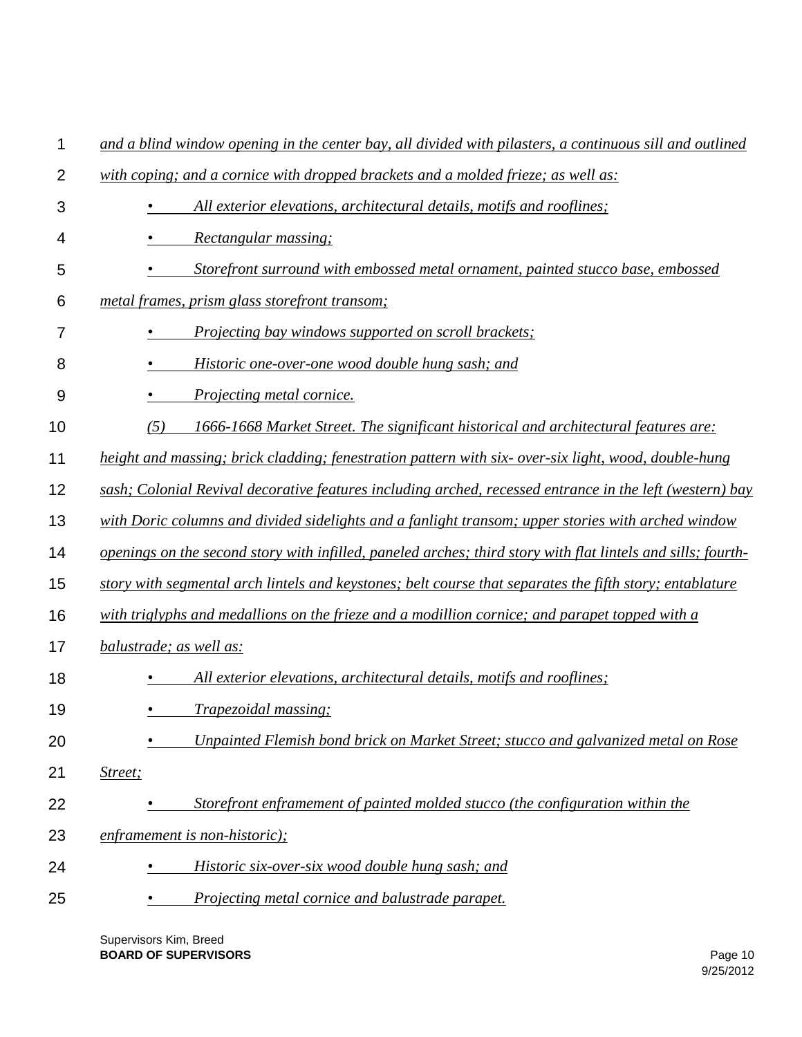*and a blind window opening in the center bay, all divided with pilasters, a continuous sill and outlined with coping; and a cornice with dropped brackets and a molded frieze; as well as:*

- *All exterior elevations, architectural details, motifs and rooflines;*
- *Rectangular massing;*
- *Storefront surround with embossed metal ornament, painted stucco base, embossed metal frames, prism glass storefront transom;*
- *Projecting bay windows supported on scroll brackets;*
- *Historic one-over-one wood double hung sash; and*
- *Projecting metal cornice.*

*(5) 1666-1668 Market Street. The significant historical and architectural features are: height and massing; brick cladding; fenestration pattern with six- over-six light, wood, double-hung sash; Colonial Revival decorative features including arched, recessed entrance in the left (western) bay with Doric columns and divided sidelights and a fanlight transom; upper stories with arched window openings on the second story with infilled, paneled arches; third story with flat lintels and sills; fourth-story with segmental arch lintels and keystones; belt course that separates the fifth story; entablature with triglyphs and medallions on the frieze and a modillion cornice; and parapet topped with a balustrade; as well as:*

- *All exterior elevations, architectural details, motifs and rooflines;*
- *Trapezoidal massing;*
- *Unpainted Flemish bond brick on Market Street; stucco and galvanized metal on Rose Street;*
- *Storefront enframement of painted molded stucco (the configuration within the enframement is non-historic);*
- *Historic six-over-six wood double hung sash; and*
- *Projecting metal cornice and balustrade parapet.*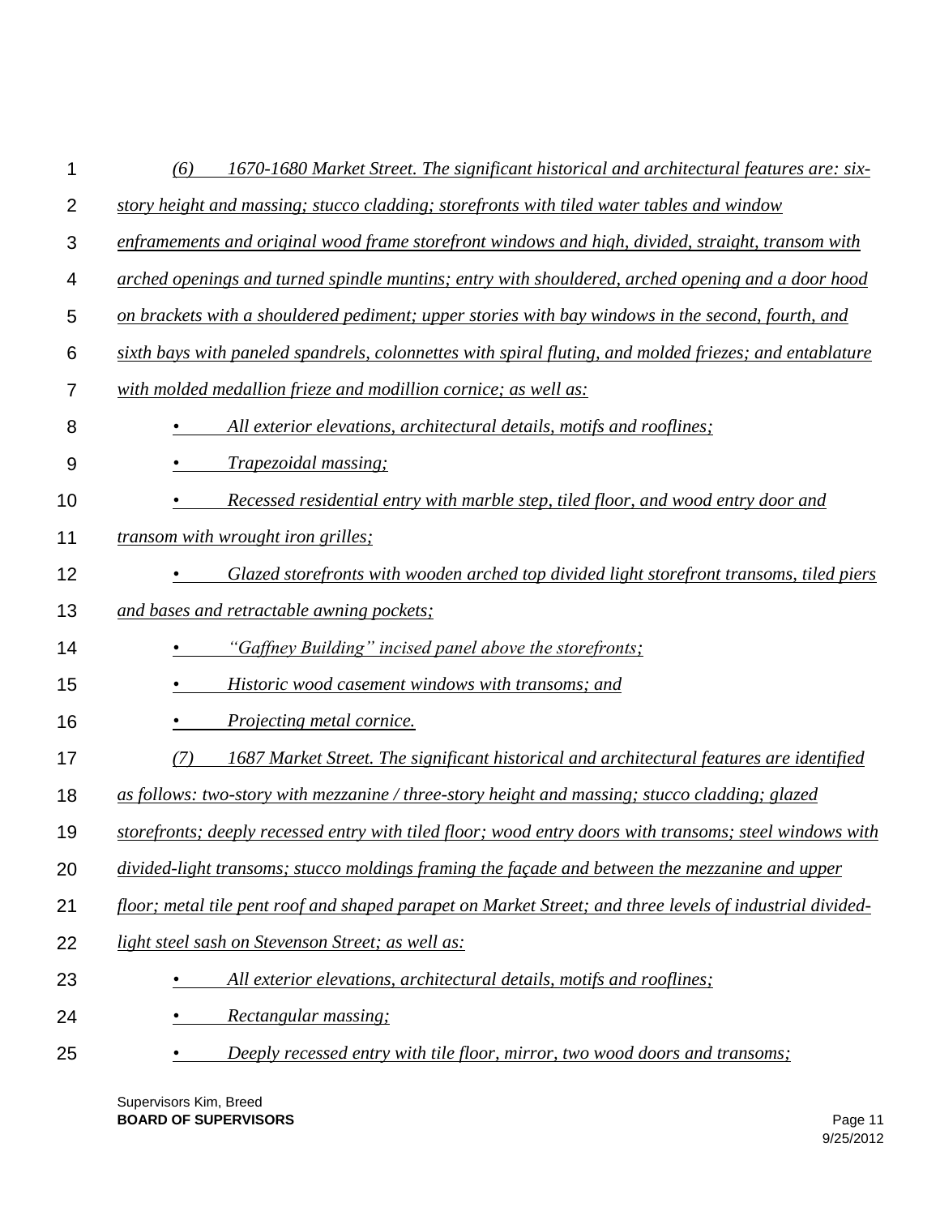*(6) 1670-1680 Market Street. The significant historical and architectural features are: six-story height and massing; stucco cladding; storefronts with tiled water tables and window enframements and original wood frame storefront windows and high, divided, straight, transom with arched openings and turned spindle muntins; entry with shouldered, arched opening and a door hood on brackets with a shouldered pediment; upper stories with bay windows in the second, fourth, and sixth bays with paneled spandrels, colonnettes with spiral fluting, and molded friezes; and entablature with molded medallion frieze and modillion cornice; as well as:*

- *All exterior elevations, architectural details, motifs and rooflines;*
- *Trapezoidal massing;*
- *Recessed residential entry with marble step, tiled floor, and wood entry door and transom with wrought iron grilles;*
- *Glazed storefronts with wooden arched top divided light storefront transoms, tiled piers and bases and retractable awning pockets;*
- *"Gaffney Building" incised panel above the storefronts;*
- *Historic wood casement windows with transoms; and*
- *Projecting metal cornice.*

*(7) 1687 Market Street. The significant historical and architectural features are identified as follows: two-story with mezzanine / three-story height and massing; stucco cladding; glazed storefronts; deeply recessed entry with tiled floor; wood entry doors with transoms; steel windows with divided-light transoms; stucco moldings framing the façade and between the mezzanine and upper floor; metal tile pent roof and shaped parapet on Market Street; and three levels of industrial divided-light steel sash on Stevenson Street; as well as:*

- *All exterior elevations, architectural details, motifs and rooflines;*
- *Rectangular massing;*
- *Deeply recessed entry with tile floor, mirror, two wood doors and transoms;*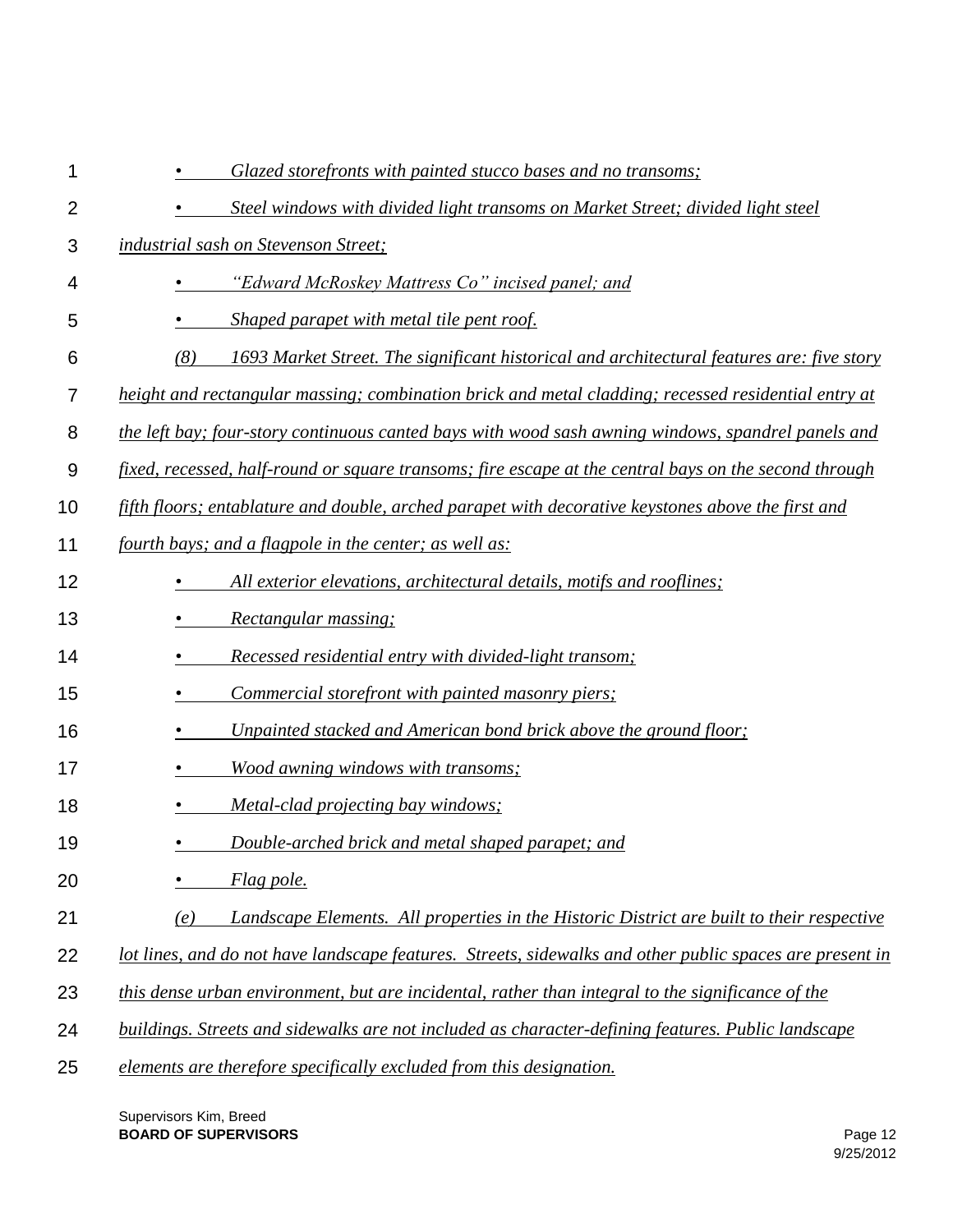- *Glazed storefronts with painted stucco bases and no transoms;*
- *Steel windows with divided light transoms on Market Street; divided light steel industrial sash on Stevenson Street;*
- *"Edward McRoskey Mattress Co" incised panel; and*
- *Shaped parapet with metal tile pent roof.*

*(8) 1693 Market Street. The significant historical and architectural features are: five story height and rectangular massing; combination brick and metal cladding; recessed residential entry at the left bay; four-story continuous canted bays with wood sash awning windows, spandrel panels and fixed, recessed, half-round or square transoms; fire escape at the central bays on the second through fifth floors; entablature and double, arched parapet with decorative keystones above the first and fourth bays; and a flagpole in the center; as well as:*

- *All exterior elevations, architectural details, motifs and rooflines;*
- *Rectangular massing;*
- *Recessed residential entry with divided-light transom;*
- *Commercial storefront with painted masonry piers;*
- *Unpainted stacked and American bond brick above the ground floor;*
- *Wood awning windows with transoms;*
- *Metal-clad projecting bay windows;*
- *Double-arched brick and metal shaped parapet; and*
- *Flag pole.*

*(e) Landscape Elements. All properties in the Historic District are built to their respective lot lines, and do not have landscape features. Streets, sidewalks and other public spaces are present in this dense urban environment, but are incidental, rather than integral to the significance of the buildings. Streets and sidewalks are not included as character-defining features. Public landscape elements are therefore specifically excluded from this designation.*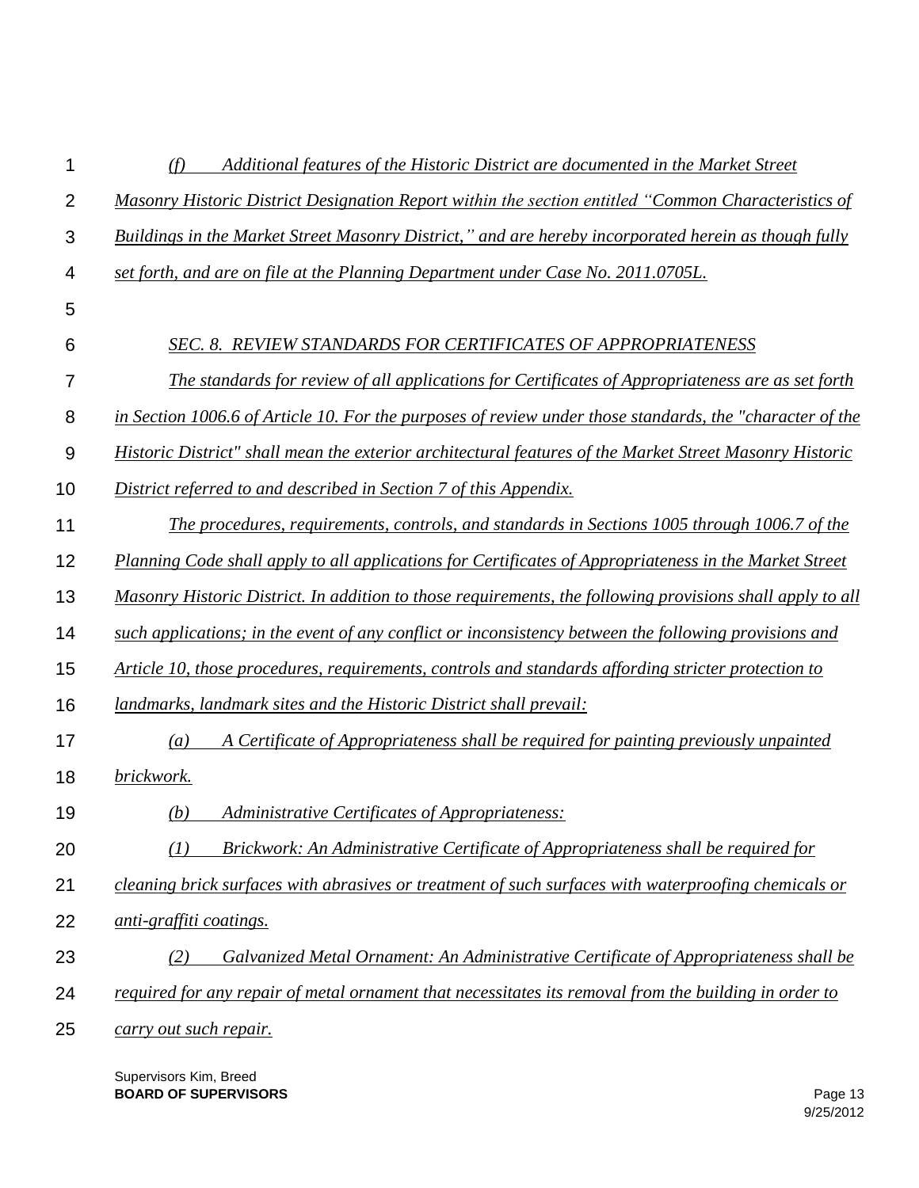*(f) Additional features of the Historic District are documented in the Market Street Masonry Historic District Designation Report within the section entitled "Common Characteristics of Buildings in the Market Street Masonry District," and are hereby incorporated herein as though fully set forth, and are on file at the Planning Department under Case No. 2011.0705L.*

*SEC. 8. REVIEW STANDARDS FOR CERTIFICATES OF APPROPRIATENESS*

*The standards for review of all applications for Certificates of Appropriateness are as set forth in Section 1006.6 of Article 10. For the purposes of review under those standards, the "character of the Historic District" shall mean the exterior architectural features of the Market Street Masonry Historic District referred to and described in Section 7 of this Appendix.*

*The procedures, requirements, controls, and standards in Sections 1005 through 1006.7 of the Planning Code shall apply to all applications for Certificates of Appropriateness in the Market Street Masonry Historic District. In addition to those requirements, the following provisions shall apply to all such applications; in the event of any conflict or inconsistency between the following provisions and Article 10, those procedures, requirements, controls and standards affording stricter protection to landmarks, landmark sites and the Historic District shall prevail:*

*(a) A Certificate of Appropriateness shall be required for painting previously unpainted brickwork.*

*(b) Administrative Certificates of Appropriateness:*

*(1) Brickwork: An Administrative Certificate of Appropriateness shall be required for cleaning brick surfaces with abrasives or treatment of such surfaces with waterproofing chemicals or anti-graffiti coatings.*

*(2) Galvanized Metal Ornament: An Administrative Certificate of Appropriateness shall be required for any repair of metal ornament that necessitates its removal from the building in order to carry out such repair.*

Supervisors Kim, Breed
**BOARD OF SUPERVISORS**

9/25/2012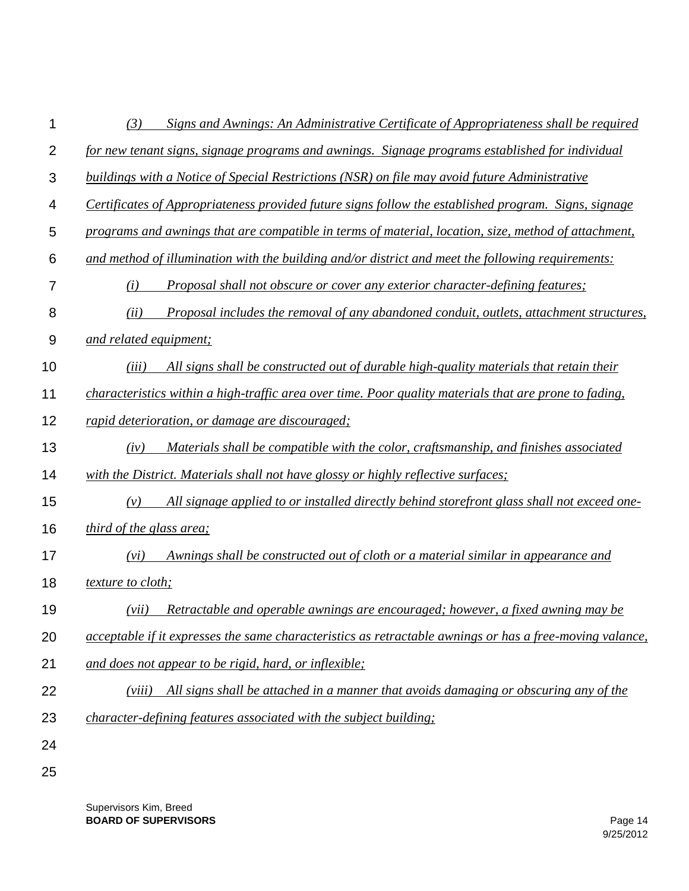*(3) Signs and Awnings: An Administrative Certificate of Appropriateness shall be required for new tenant signs, signage programs and awnings. Signage programs established for individual buildings with a Notice of Special Restrictions (NSR) on file may avoid future Administrative Certificates of Appropriateness provided future signs follow the established program. Signs, signage programs and awnings that are compatible in terms of material, location, size, method of attachment, and method of illumination with the building and/or district and meet the following requirements:*

*(i) Proposal shall not obscure or cover any exterior character-defining features;*

*(ii) Proposal includes the removal of any abandoned conduit, outlets, attachment structures, and related equipment;*

*(iii) All signs shall be constructed out of durable high-quality materials that retain their characteristics within a high-traffic area over time. Poor quality materials that are prone to fading, rapid deterioration, or damage are discouraged;*

*(iv) Materials shall be compatible with the color, craftsmanship, and finishes associated with the District. Materials shall not have glossy or highly reflective surfaces;*

*(v) All signage applied to or installed directly behind storefront glass shall not exceed one-third of the glass area;*

*(vi) Awnings shall be constructed out of cloth or a material similar in appearance and texture to cloth;*

*(vii) Retractable and operable awnings are encouraged; however, a fixed awning may be acceptable if it expresses the same characteristics as retractable awnings or has a free-moving valance, and does not appear to be rigid, hard, or inflexible;*

*(viii) All signs shall be attached in a manner that avoids damaging or obscuring any of the character-defining features associated with the subject building;*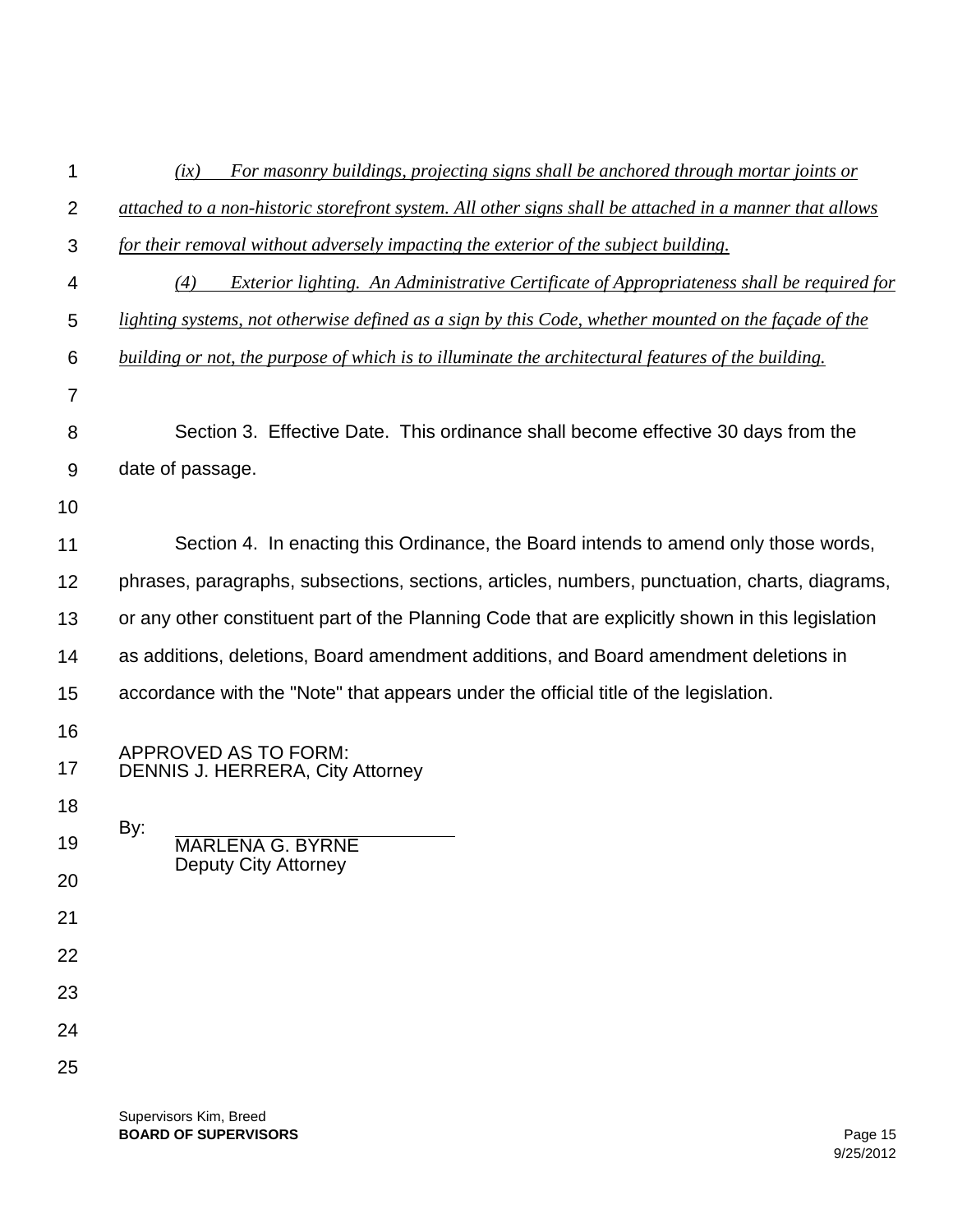*(ix) For masonry buildings, projecting signs shall be anchored through mortar joints or attached to a non-historic storefront system. All other signs shall be attached in a manner that allows for their removal without adversely impacting the exterior of the subject building.*

*(4) Exterior lighting. An Administrative Certificate of Appropriateness shall be required for lighting systems, not otherwise defined as a sign by this Code, whether mounted on the façade of the building or not, the purpose of which is to illuminate the architectural features of the building.*

Section 3. Effective Date. This ordinance shall become effective 30 days from the date of passage.

Section 4. In enacting this Ordinance, the Board intends to amend only those words, phrases, paragraphs, subsections, sections, articles, numbers, punctuation, charts, diagrams, or any other constituent part of the Planning Code that are explicitly shown in this legislation as additions, deletions, Board amendment additions, and Board amendment deletions in accordance with the "Note" that appears under the official title of the legislation.

APPROVED AS TO FORM:
DENNIS J. HERRERA, City Attorney

By: ______________________
MARLENA G. BYRNE
Deputy City Attorney

Supervisors Kim, Breed
**BOARD OF SUPERVISORS**

9/25/2012